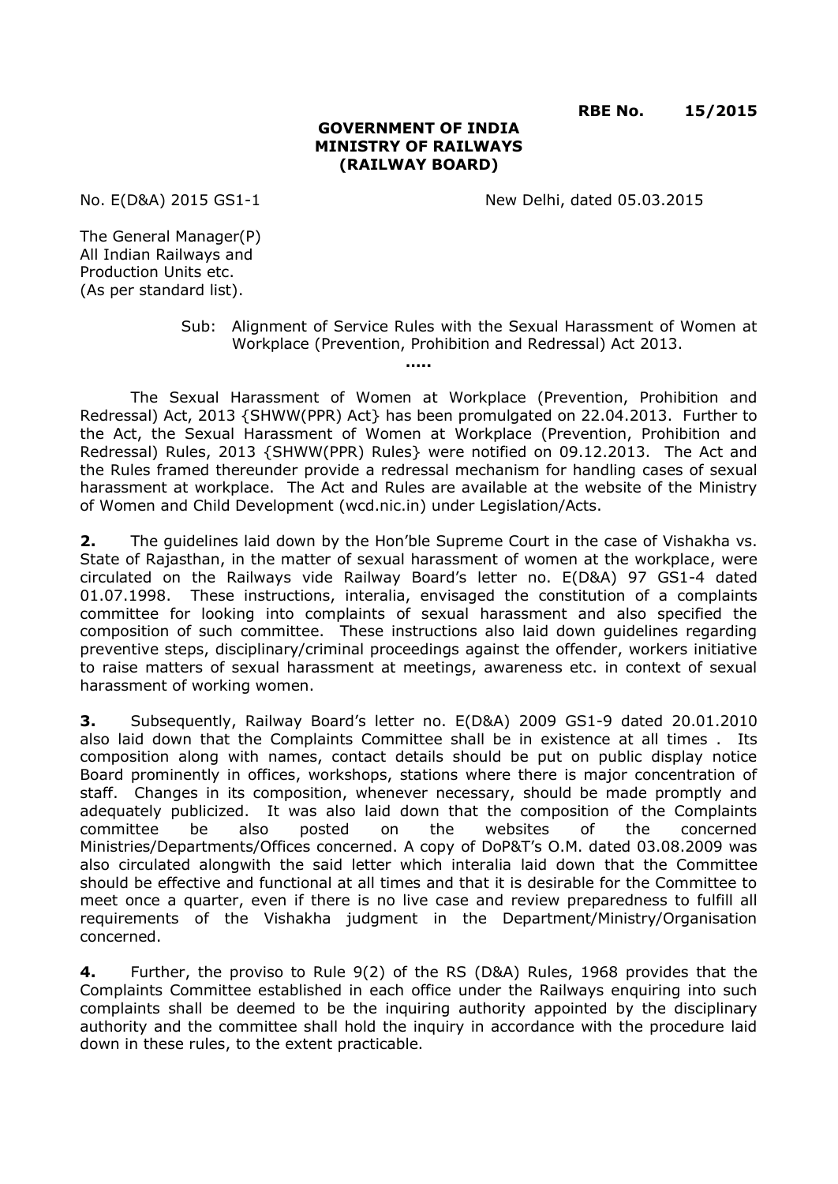**RBE No. 15/2015**

**GOVERNMENT OF INDIA**
**MINISTRY OF RAILWAYS**
**(RAILWAY BOARD)**

No. E(D&A) 2015 GS1-1 New Delhi, dated 05.03.2015

The General Manager(P)
All Indian Railways and
Production Units etc.
(As per standard list).

Sub: Alignment of Service Rules with the Sexual Harassment of Women at Workplace (Prevention, Prohibition and Redressal) Act 2013.

.....

The Sexual Harassment of Women at Workplace (Prevention, Prohibition and Redressal) Act, 2013 {SHWW(PPR) Act} has been promulgated on 22.04.2013. Further to the Act, the Sexual Harassment of Women at Workplace (Prevention, Prohibition and Redressal) Rules, 2013 {SHWW(PPR) Rules} were notified on 09.12.2013. The Act and the Rules framed thereunder provide a redressal mechanism for handling cases of sexual harassment at workplace. The Act and Rules are available at the website of the Ministry of Women and Child Development (wcd.nic.in) under Legislation/Acts.

**2.** The guidelines laid down by the Hon'ble Supreme Court in the case of Vishakha vs. State of Rajasthan, in the matter of sexual harassment of women at the workplace, were circulated on the Railways vide Railway Board's letter no. E(D&A) 97 GS1-4 dated 01.07.1998. These instructions, interalia, envisaged the constitution of a complaints committee for looking into complaints of sexual harassment and also specified the composition of such committee. These instructions also laid down guidelines regarding preventive steps, disciplinary/criminal proceedings against the offender, workers initiative to raise matters of sexual harassment at meetings, awareness etc. in context of sexual harassment of working women.

**3.** Subsequently, Railway Board's letter no. E(D&A) 2009 GS1-9 dated 20.01.2010 also laid down that the Complaints Committee shall be in existence at all times . Its composition along with names, contact details should be put on public display notice Board prominently in offices, workshops, stations where there is major concentration of staff. Changes in its composition, whenever necessary, should be made promptly and adequately publicized. It was also laid down that the composition of the Complaints committee be also posted on the websites of the concerned Ministries/Departments/Offices concerned. A copy of DoP&T's O.M. dated 03.08.2009 was also circulated alongwith the said letter which interalia laid down that the Committee should be effective and functional at all times and that it is desirable for the Committee to meet once a quarter, even if there is no live case and review preparedness to fulfill all requirements of the Vishakha judgment in the Department/Ministry/Organisation concerned.

**4.** Further, the proviso to Rule 9(2) of the RS (D&A) Rules, 1968 provides that the Complaints Committee established in each office under the Railways enquiring into such complaints shall be deemed to be the inquiring authority appointed by the disciplinary authority and the committee shall hold the inquiry in accordance with the procedure laid down in these rules, to the extent practicable.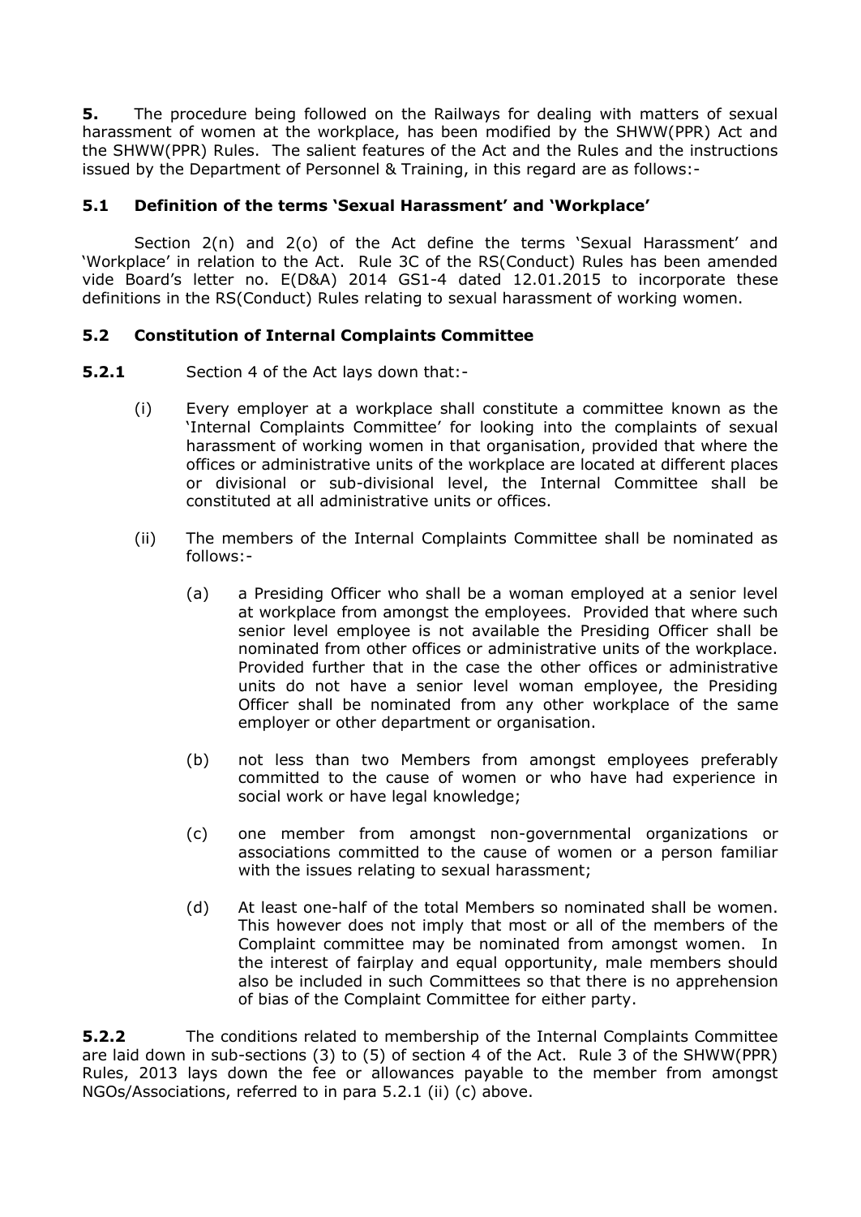**5.** The procedure being followed on the Railways for dealing with matters of sexual harassment of women at the workplace, has been modified by the SHWW(PPR) Act and the SHWW(PPR) Rules. The salient features of the Act and the Rules and the instructions issued by the Department of Personnel & Training, in this regard are as follows:-

**5.1 Definition of the terms 'Sexual Harassment' and 'Workplace'**

Section 2(n) and 2(o) of the Act define the terms 'Sexual Harassment' and 'Workplace' in relation to the Act. Rule 3C of the RS(Conduct) Rules has been amended vide Board's letter no. E(D&A) 2014 GS1-4 dated 12.01.2015 to incorporate these definitions in the RS(Conduct) Rules relating to sexual harassment of working women.

**5.2 Constitution of Internal Complaints Committee**

**5.2.1** Section 4 of the Act lays down that:-

(i) Every employer at a workplace shall constitute a committee known as the 'Internal Complaints Committee' for looking into the complaints of sexual harassment of working women in that organisation, provided that where the offices or administrative units of the workplace are located at different places or divisional or sub-divisional level, the Internal Committee shall be constituted at all administrative units or offices.

(ii) The members of the Internal Complaints Committee shall be nominated as follows:-

(a) a Presiding Officer who shall be a woman employed at a senior level at workplace from amongst the employees. Provided that where such senior level employee is not available the Presiding Officer shall be nominated from other offices or administrative units of the workplace. Provided further that in the case the other offices or administrative units do not have a senior level woman employee, the Presiding Officer shall be nominated from any other workplace of the same employer or other department or organisation.

(b) not less than two Members from amongst employees preferably committed to the cause of women or who have had experience in social work or have legal knowledge;

(c) one member from amongst non-governmental organizations or associations committed to the cause of women or a person familiar with the issues relating to sexual harassment;

(d) At least one-half of the total Members so nominated shall be women. This however does not imply that most or all of the members of the Complaint committee may be nominated from amongst women. In the interest of fairplay and equal opportunity, male members should also be included in such Committees so that there is no apprehension of bias of the Complaint Committee for either party.

**5.2.2** The conditions related to membership of the Internal Complaints Committee are laid down in sub-sections (3) to (5) of section 4 of the Act. Rule 3 of the SHWW(PPR) Rules, 2013 lays down the fee or allowances payable to the member from amongst NGOs/Associations, referred to in para 5.2.1 (ii) (c) above.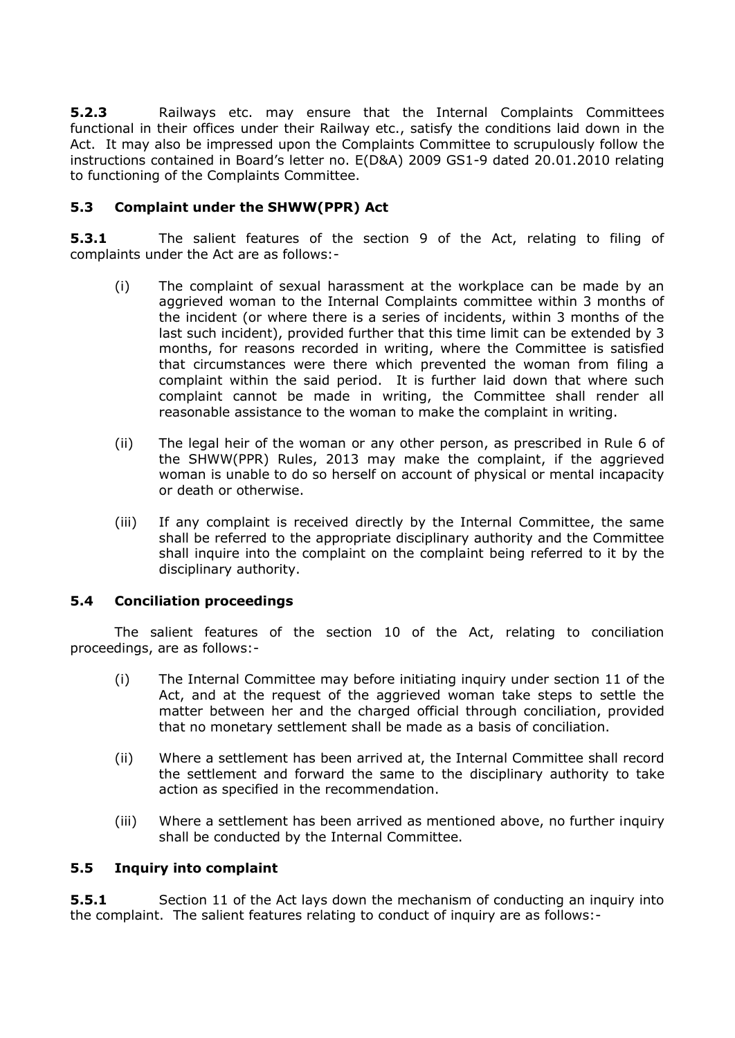**5.2.3** Railways etc. may ensure that the Internal Complaints Committees functional in their offices under their Railway etc., satisfy the conditions laid down in the Act. It may also be impressed upon the Complaints Committee to scrupulously follow the instructions contained in Board's letter no. E(D&A) 2009 GS1-9 dated 20.01.2010 relating to functioning of the Complaints Committee.

### 5.3 Complaint under the SHWW(PPR) Act

**5.3.1** The salient features of the section 9 of the Act, relating to filing of complaints under the Act are as follows:-

(i) The complaint of sexual harassment at the workplace can be made by an aggrieved woman to the Internal Complaints committee within 3 months of the incident (or where there is a series of incidents, within 3 months of the last such incident), provided further that this time limit can be extended by 3 months, for reasons recorded in writing, where the Committee is satisfied that circumstances were there which prevented the woman from filing a complaint within the said period. It is further laid down that where such complaint cannot be made in writing, the Committee shall render all reasonable assistance to the woman to make the complaint in writing.

(ii) The legal heir of the woman or any other person, as prescribed in Rule 6 of the SHWW(PPR) Rules, 2013 may make the complaint, if the aggrieved woman is unable to do so herself on account of physical or mental incapacity or death or otherwise.

(iii) If any complaint is received directly by the Internal Committee, the same shall be referred to the appropriate disciplinary authority and the Committee shall inquire into the complaint on the complaint being referred to it by the disciplinary authority.

### 5.4 Conciliation proceedings

The salient features of the section 10 of the Act, relating to conciliation proceedings, are as follows:-

(i) The Internal Committee may before initiating inquiry under section 11 of the Act, and at the request of the aggrieved woman take steps to settle the matter between her and the charged official through conciliation, provided that no monetary settlement shall be made as a basis of conciliation.

(ii) Where a settlement has been arrived at, the Internal Committee shall record the settlement and forward the same to the disciplinary authority to take action as specified in the recommendation.

(iii) Where a settlement has been arrived as mentioned above, no further inquiry shall be conducted by the Internal Committee.

### 5.5 Inquiry into complaint

**5.5.1** Section 11 of the Act lays down the mechanism of conducting an inquiry into the complaint. The salient features relating to conduct of inquiry are as follows:-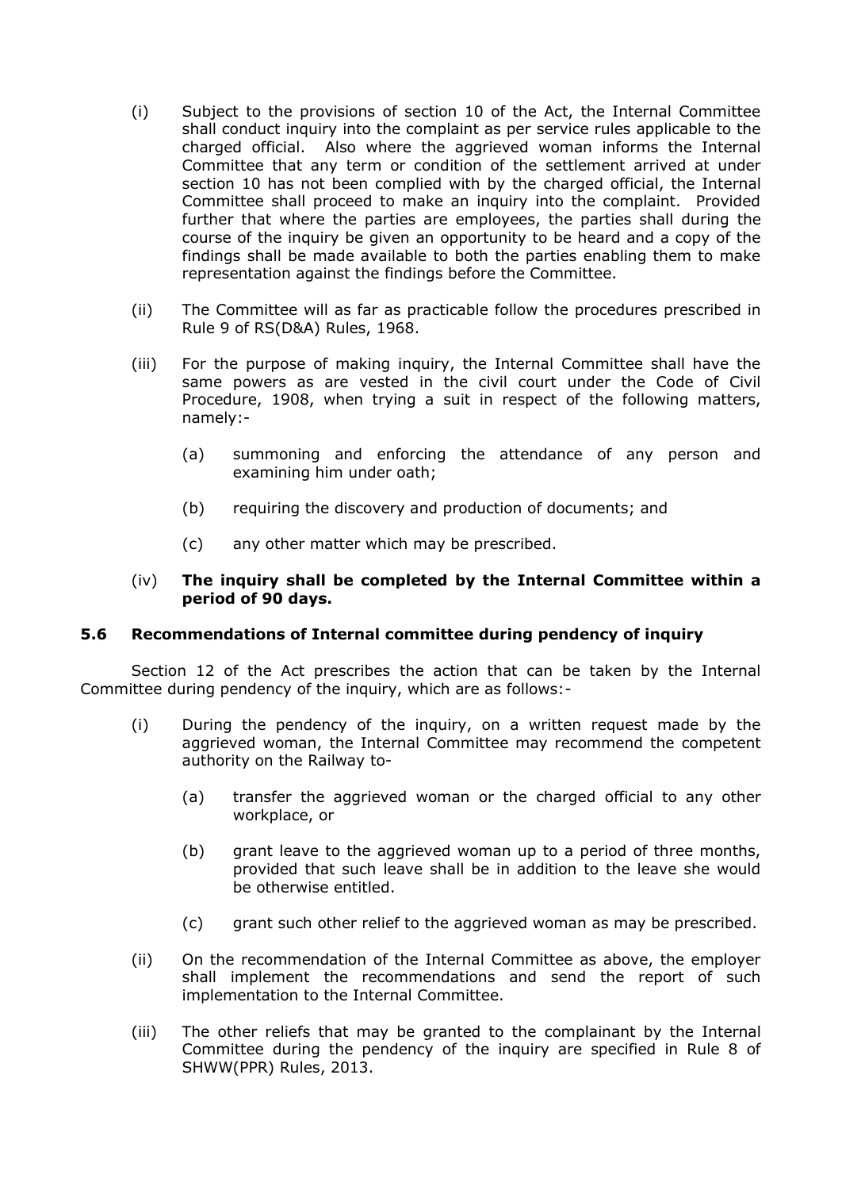(i) Subject to the provisions of section 10 of the Act, the Internal Committee shall conduct inquiry into the complaint as per service rules applicable to the charged official. Also where the aggrieved woman informs the Internal Committee that any term or condition of the settlement arrived at under section 10 has not been complied with by the charged official, the Internal Committee shall proceed to make an inquiry into the complaint. Provided further that where the parties are employees, the parties shall during the course of the inquiry be given an opportunity to be heard and a copy of the findings shall be made available to both the parties enabling them to make representation against the findings before the Committee.

(ii) The Committee will as far as practicable follow the procedures prescribed in Rule 9 of RS(D&A) Rules, 1968.

(iii) For the purpose of making inquiry, the Internal Committee shall have the same powers as are vested in the civil court under the Code of Civil Procedure, 1908, when trying a suit in respect of the following matters, namely:-

  (a) summoning and enforcing the attendance of any person and examining him under oath;

  (b) requiring the discovery and production of documents; and

  (c) any other matter which may be prescribed.

(iv) **The inquiry shall be completed by the Internal Committee within a period of 90 days.**

### 5.6 Recommendations of Internal committee during pendency of inquiry

Section 12 of the Act prescribes the action that can be taken by the Internal Committee during pendency of the inquiry, which are as follows:-

(i) During the pendency of the inquiry, on a written request made by the aggrieved woman, the Internal Committee may recommend the competent authority on the Railway to-

  (a) transfer the aggrieved woman or the charged official to any other workplace, or

  (b) grant leave to the aggrieved woman up to a period of three months, provided that such leave shall be in addition to the leave she would be otherwise entitled.

  (c) grant such other relief to the aggrieved woman as may be prescribed.

(ii) On the recommendation of the Internal Committee as above, the employer shall implement the recommendations and send the report of such implementation to the Internal Committee.

(iii) The other reliefs that may be granted to the complainant by the Internal Committee during the pendency of the inquiry are specified in Rule 8 of SHWW(PPR) Rules, 2013.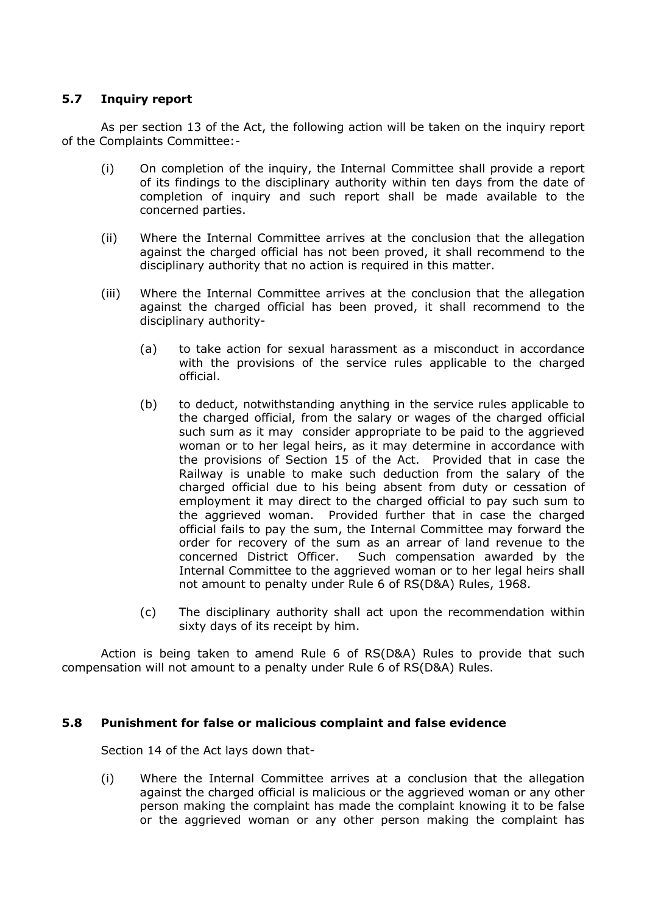### 5.7 Inquiry report

As per section 13 of the Act, the following action will be taken on the inquiry report of the Complaints Committee:-

(i) On completion of the inquiry, the Internal Committee shall provide a report of its findings to the disciplinary authority within ten days from the date of completion of inquiry and such report shall be made available to the concerned parties.

(ii) Where the Internal Committee arrives at the conclusion that the allegation against the charged official has not been proved, it shall recommend to the disciplinary authority that no action is required in this matter.

(iii) Where the Internal Committee arrives at the conclusion that the allegation against the charged official has been proved, it shall recommend to the disciplinary authority-

   (a) to take action for sexual harassment as a misconduct in accordance with the provisions of the service rules applicable to the charged official.

   (b) to deduct, notwithstanding anything in the service rules applicable to the charged official, from the salary or wages of the charged official such sum as it may consider appropriate to be paid to the aggrieved woman or to her legal heirs, as it may determine in accordance with the provisions of Section 15 of the Act. Provided that in case the Railway is unable to make such deduction from the salary of the charged official due to his being absent from duty or cessation of employment it may direct to the charged official to pay such sum to the aggrieved woman. Provided further that in case the charged official fails to pay the sum, the Internal Committee may forward the order for recovery of the sum as an arrear of land revenue to the concerned District Officer. Such compensation awarded by the Internal Committee to the aggrieved woman or to her legal heirs shall not amount to penalty under Rule 6 of RS(D&A) Rules, 1968.

   (c) The disciplinary authority shall act upon the recommendation within sixty days of its receipt by him.

Action is being taken to amend Rule 6 of RS(D&A) Rules to provide that such compensation will not amount to a penalty under Rule 6 of RS(D&A) Rules.

### 5.8 Punishment for false or malicious complaint and false evidence

Section 14 of the Act lays down that-

(i) Where the Internal Committee arrives at a conclusion that the allegation against the charged official is malicious or the aggrieved woman or any other person making the complaint has made the complaint knowing it to be false or the aggrieved woman or any other person making the complaint has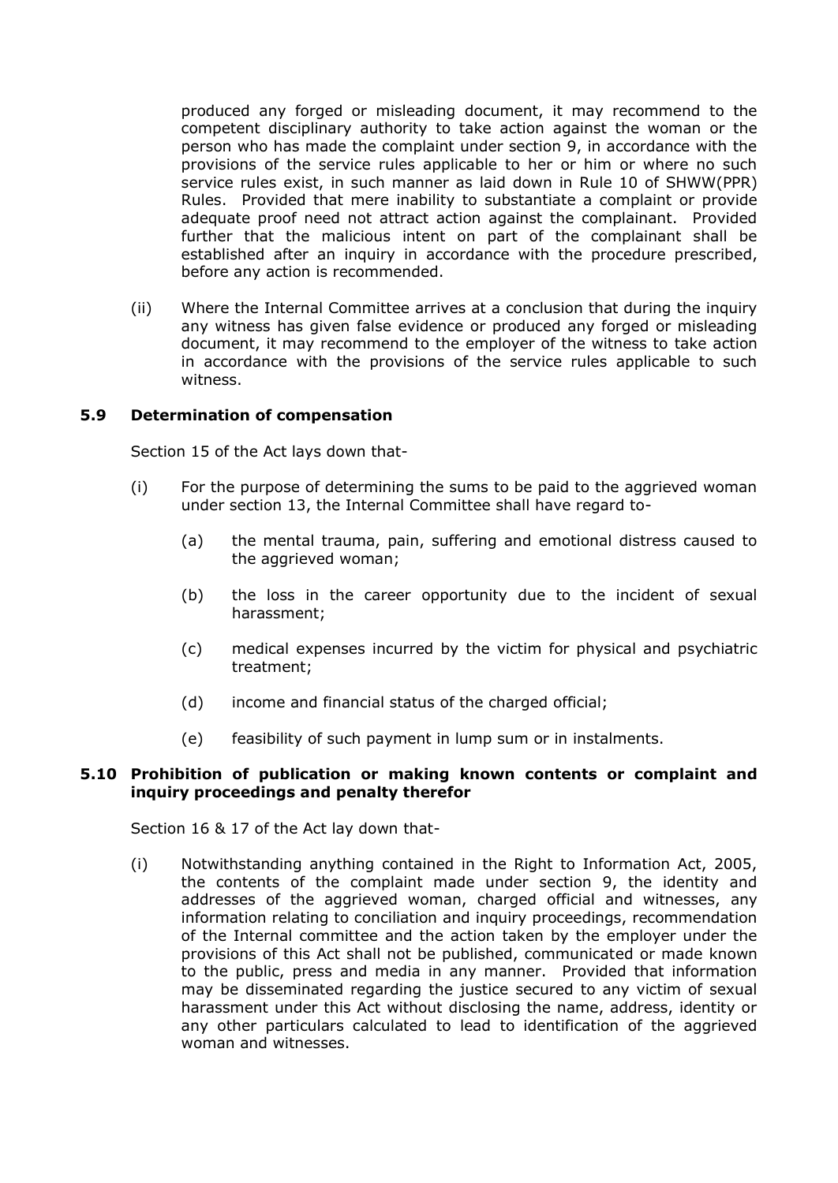produced any forged or misleading document, it may recommend to the competent disciplinary authority to take action against the woman or the person who has made the complaint under section 9, in accordance with the provisions of the service rules applicable to her or him or where no such service rules exist, in such manner as laid down in Rule 10 of SHWW(PPR) Rules. Provided that mere inability to substantiate a complaint or provide adequate proof need not attract action against the complainant. Provided further that the malicious intent on part of the complainant shall be established after an inquiry in accordance with the procedure prescribed, before any action is recommended.

(ii) Where the Internal Committee arrives at a conclusion that during the inquiry any witness has given false evidence or produced any forged or misleading document, it may recommend to the employer of the witness to take action in accordance with the provisions of the service rules applicable to such witness.

### 5.9 Determination of compensation

Section 15 of the Act lays down that-

(i) For the purpose of determining the sums to be paid to the aggrieved woman under section 13, the Internal Committee shall have regard to-

  (a) the mental trauma, pain, suffering and emotional distress caused to the aggrieved woman;

  (b) the loss in the career opportunity due to the incident of sexual harassment;

  (c) medical expenses incurred by the victim for physical and psychiatric treatment;

  (d) income and financial status of the charged official;

  (e) feasibility of such payment in lump sum or in instalments.

### 5.10 Prohibition of publication or making known contents or complaint and inquiry proceedings and penalty therefor

Section 16 & 17 of the Act lay down that-

(i) Notwithstanding anything contained in the Right to Information Act, 2005, the contents of the complaint made under section 9, the identity and addresses of the aggrieved woman, charged official and witnesses, any information relating to conciliation and inquiry proceedings, recommendation of the Internal committee and the action taken by the employer under the provisions of this Act shall not be published, communicated or made known to the public, press and media in any manner. Provided that information may be disseminated regarding the justice secured to any victim of sexual harassment under this Act without disclosing the name, address, identity or any other particulars calculated to lead to identification of the aggrieved woman and witnesses.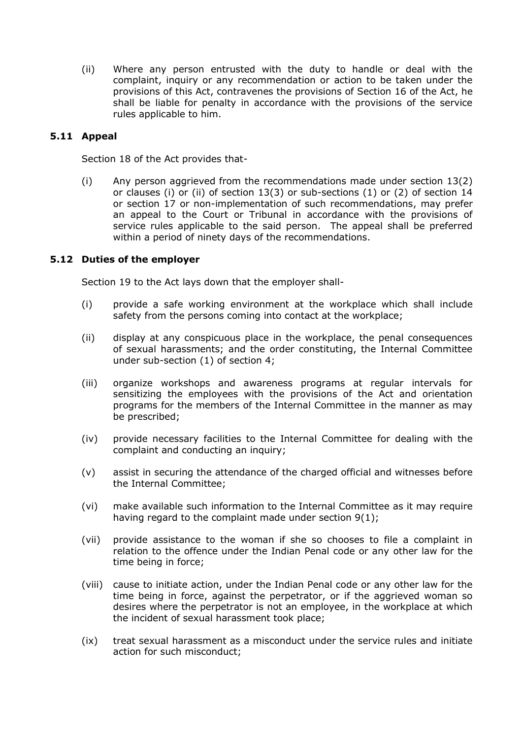(ii) Where any person entrusted with the duty to handle or deal with the complaint, inquiry or any recommendation or action to be taken under the provisions of this Act, contravenes the provisions of Section 16 of the Act, he shall be liable for penalty in accordance with the provisions of the service rules applicable to him.

### 5.11 Appeal

Section 18 of the Act provides that-

(i) Any person aggrieved from the recommendations made under section 13(2) or clauses (i) or (ii) of section 13(3) or sub-sections (1) or (2) of section 14 or section 17 or non-implementation of such recommendations, may prefer an appeal to the Court or Tribunal in accordance with the provisions of service rules applicable to the said person. The appeal shall be preferred within a period of ninety days of the recommendations.

### 5.12 Duties of the employer

Section 19 to the Act lays down that the employer shall-

(i) provide a safe working environment at the workplace which shall include safety from the persons coming into contact at the workplace;

(ii) display at any conspicuous place in the workplace, the penal consequences of sexual harassments; and the order constituting, the Internal Committee under sub-section (1) of section 4;

(iii) organize workshops and awareness programs at regular intervals for sensitizing the employees with the provisions of the Act and orientation programs for the members of the Internal Committee in the manner as may be prescribed;

(iv) provide necessary facilities to the Internal Committee for dealing with the complaint and conducting an inquiry;

(v) assist in securing the attendance of the charged official and witnesses before the Internal Committee;

(vi) make available such information to the Internal Committee as it may require having regard to the complaint made under section 9(1);

(vii) provide assistance to the woman if she so chooses to file a complaint in relation to the offence under the Indian Penal code or any other law for the time being in force;

(viii) cause to initiate action, under the Indian Penal code or any other law for the time being in force, against the perpetrator, or if the aggrieved woman so desires where the perpetrator is not an employee, in the workplace at which the incident of sexual harassment took place;

(ix) treat sexual harassment as a misconduct under the service rules and initiate action for such misconduct;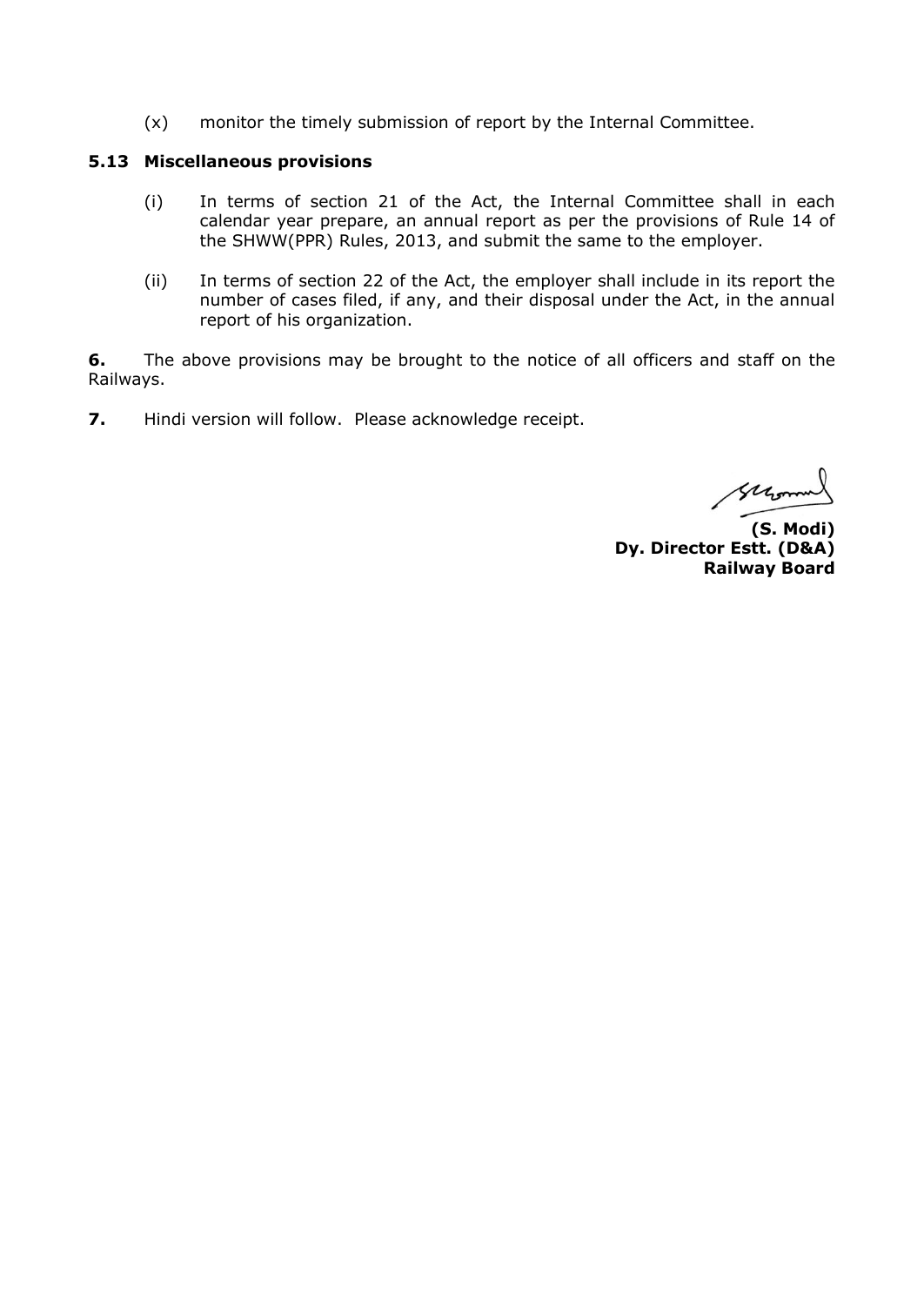(x) monitor the timely submission of report by the Internal Committee.

**5.13 Miscellaneous provisions**

(i) In terms of section 21 of the Act, the Internal Committee shall in each calendar year prepare, an annual report as per the provisions of Rule 14 of the SHWW(PPR) Rules, 2013, and submit the same to the employer.

(ii) In terms of section 22 of the Act, the employer shall include in its report the number of cases filed, if any, and their disposal under the Act, in the annual report of his organization.

**6.** The above provisions may be brought to the notice of all officers and staff on the Railways.

**7.** Hindi version will follow. Please acknowledge receipt.

**(S. Modi)**
**Dy. Director Estt. (D&A)**
**Railway Board**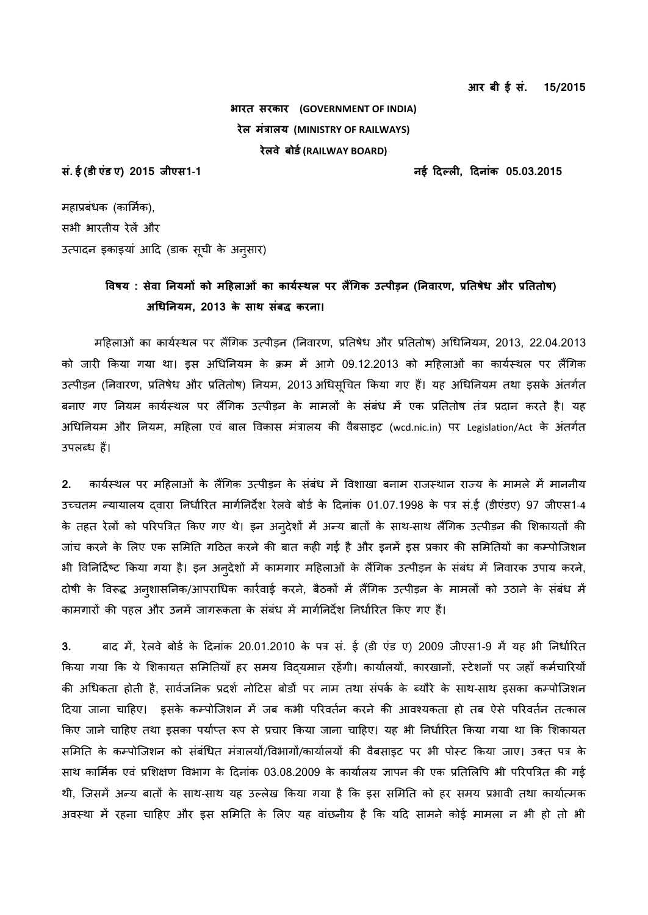**आर बी ई सं. 15/2015**

**भारत सरकार (GOVERNMENT OF INDIA)**

**रेल मंत्रालय (MINISTRY OF RAILWAYS)**

**रेलवे बोर्ड (RAILWAY BOARD)**

**सं. ई (डी एंड ए) 2015 जीएस1-1** **नई दिल्ली, दिनांक 05.03.2015**

महाप्रबंधक (कार्मिक),
सभी भारतीय रेलें और
उत्पादन इकाइयां आदि (डाक सूची के अनुसार)

**विषय : सेवा नियमों को महिलाओं का कार्यस्थल पर लैंगिक उत्पीड़न (निवारण, प्रतिषेध और प्रतितोष) अधिनियम, 2013 के साथ संबद्ध करना।**

महिलाओं का कार्यस्थल पर लैंगिक उत्पीड़न (निवारण, प्रतिषेध और प्रतितोष) अधिनियम, 2013, 22.04.2013 को जारी किया गया था। इस अधिनियम के क्रम में आगे 09.12.2013 को महिलाओं का कार्यस्थल पर लैंगिक उत्पीड़न (निवारण, प्रतिषेध और प्रतितोष) नियम, 2013 अधिसूचित किया गए हैं। यह अधिनियम तथा इसके अंतर्गत बनाए गए नियम कार्यस्थल पर लैंगिक उत्पीड़न के मामलों के संबंध में एक प्रतितोष तंत्र प्रदान करते है। यह अधिनियम और नियम, महिला एवं बाल विकास मंत्रालय की वैबसाइट (wcd.nic.in) पर Legislation/Act के अंतर्गत उपलब्ध हैं।

**2.** कार्यस्थल पर महिलाओं के लैंगिक उत्पीड़न के संबंध में विशाखा बनाम राजस्थान राज्य के मामले में माननीय उच्चतम न्यायालय द्वारा निर्धारित मार्गनिर्देश रेलवे बोर्ड के दिनांक 01.07.1998 के पत्र सं.ई (डीएंडए) 97 जीएस1-4 के तहत रेलों को परिपत्रित किए गए थे। इन अनुदेशों में अन्य बातों के साथ-साथ लैंगिक उत्पीड़न की शिकायतों की जांच करने के लिए एक समिति गठित करने की बात कही गई है और इनमें इस प्रकार की समितियों का कम्पोजिशन भी विनिर्दिष्ट किया गया है। इन अनुदेशों में कामगार महिलाओं के लैंगिक उत्पीड़न के संबंध में निवारक उपाय करने, दोषी के विरूद्ध अनुशासनिक/आपराधिक कार्रवाई करने, बैठकों में लैंगिक उत्पीड़न के मामलों को उठाने के संबंध में कामगारों की पहल और उनमें जागरूकता के संबंध में मार्गनिर्देश निर्धारित किए गए हैं।

**3.** बाद में, रेलवे बोर्ड के दिनांक 20.01.2010 के पत्र सं. ई (डी एंड ए) 2009 जीएस1-9 में यह भी निर्धारित किया गया कि ये शिकायत समितियाँ हर समय विद्यमान रहेंगी। कार्यालयों, कारखानों, स्टेशनों पर जहाँ कर्मचारियों की अधिकता होती है, सार्वजनिक प्रदर्श नोटिस बोर्डों पर नाम तथा संपर्क के ब्यौरे के साथ-साथ इसका कम्पोजिशन दिया जाना चाहिए। इसके कम्पोजिशन में जब कभी परिवर्तन करने की आवश्यकता हो तब ऐसे परिवर्तन तत्काल किए जाने चाहिए तथा इसका पर्याप्त रूप से प्रचार किया जाना चाहिए। यह भी निर्धारित किया गया था कि शिकायत समिति के कम्पोजिशन को संबंधित मंत्रालयों/विभागों/कार्यालयों की वैबसाइट पर भी पोस्ट किया जाए। उक्त पत्र के साथ कार्मिक एवं प्रशिक्षण विभाग के दिनांक 03.08.2009 के कार्यालय ज्ञापन की एक प्रतिलिपि भी परिपत्रित की गई थी, जिसमें अन्य बातों के साथ-साथ यह उल्लेख किया गया है कि इस समिति को हर समय प्रभावी तथा कार्यात्मक अवस्था में रहना चाहिए और इस समिति के लिए यह वांछनीय है कि यदि सामने कोई मामला न भी हो तो भी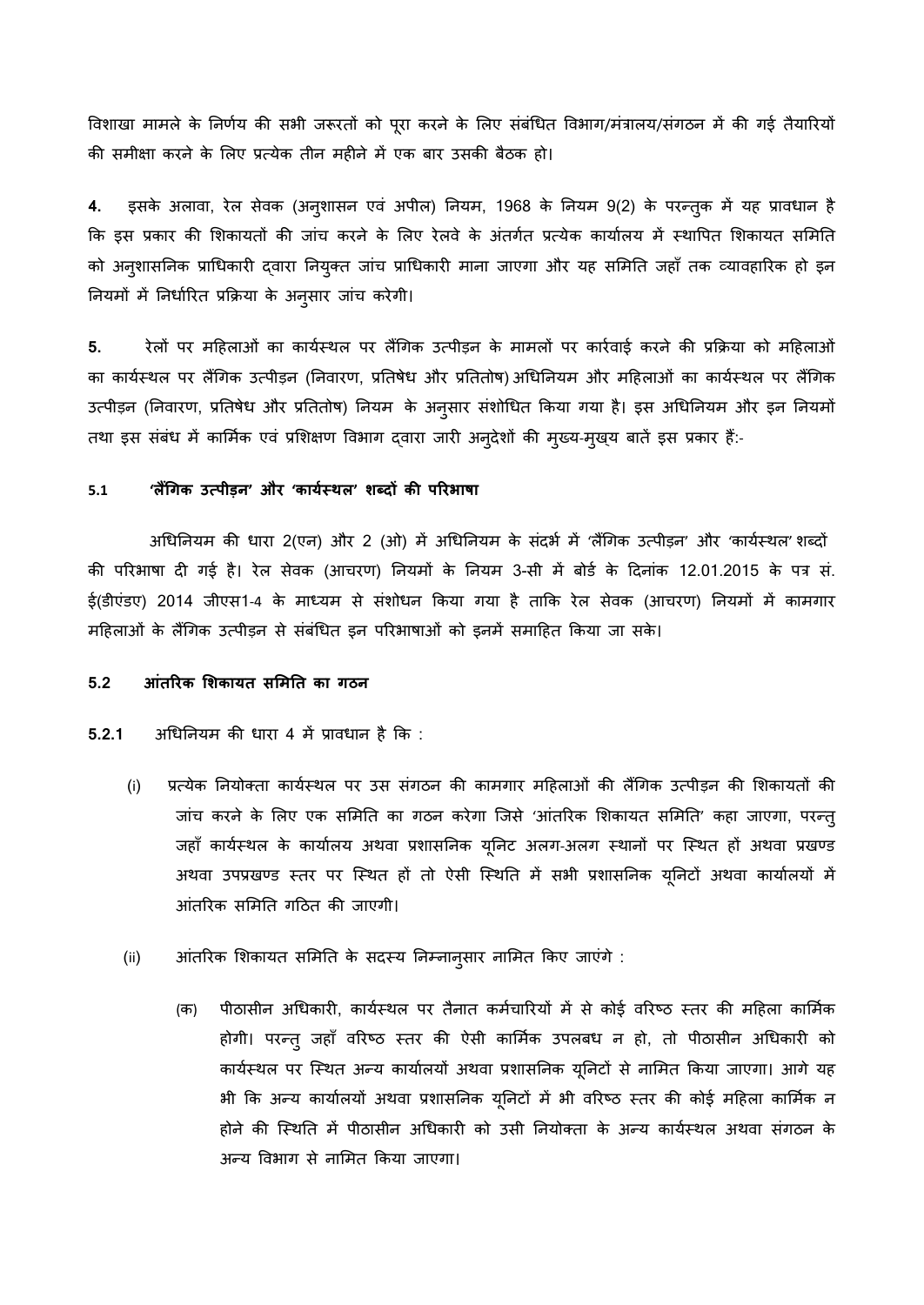विशाखा मामले के निर्णय की सभी जरूरतों को पूरा करने के लिए संबंधित विभाग/मंत्रालय/संगठन में की गई तैयारियों की समीक्षा करने के लिए प्रत्येक तीन महीने में एक बार उसकी बैठक हो।

**4.** इसके अलावा, रेल सेवक (अनुशासन एवं अपील) नियम, 1968 के नियम 9(2) के परन्तुक में यह प्रावधान है कि इस प्रकार की शिकायतों की जांच करने के लिए रेलवे के अंतर्गत प्रत्येक कार्यालय में स्थापित शिकायत समिति को अनुशासनिक प्राधिकारी द्वारा नियुक्त जांच प्राधिकारी माना जाएगा और यह समिति जहाँ तक व्यावहारिक हो इन नियमों में निर्धारित प्रक्रिया के अनुसार जांच करेगी।

**5.** रेलों पर महिलाओं का कार्यस्थल पर लैंगिक उत्पीड़न के मामलों पर कार्रवाई करने की प्रक्रिया को महिलाओं का कार्यस्थल पर लैंगिक उत्पीड़न (निवारण, प्रतिषेध और प्रतितोष) अधिनियम और महिलाओं का कार्यस्थल पर लैंगिक उत्पीड़न (निवारण, प्रतिषेध और प्रतितोष) नियम के अनुसार संशोधित किया गया है। इस अधिनियम और इन नियमों तथा इस संबंध में कार्मिक एवं प्रशिक्षण विभाग द्वारा जारी अनुदेशों की मुख्य-मुख्य बातें इस प्रकार हैं:-

### 5.1 'लैंगिक उत्पीड़न' और 'कार्यस्थल' शब्दों की परिभाषा

अधिनियम की धारा 2(एन) और 2 (ओ) में अधिनियम के संदर्भ में 'लैंगिक उत्पीड़न' और 'कार्यस्थल' शब्दों की परिभाषा दी गई है। रेल सेवक (आचरण) नियमों के नियम 3-सी में बोर्ड के दिनांक 12.01.2015 के पत्र सं. ई(डीएंडए) 2014 जीएस1-4 के माध्यम से संशोधन किया गया है ताकि रेल सेवक (आचरण) नियमों में कामगार महिलाओं के लैंगिक उत्पीड़न से संबंधित इन परिभाषाओं को इनमें समाहित किया जा सके।

### 5.2 आंतरिक शिकायत समिति का गठन

**5.2.1** अधिनियम की धारा 4 में प्रावधान है कि :

(i) प्रत्येक नियोक्ता कार्यस्थल पर उस संगठन की कामगार महिलाओं की लैंगिक उत्पीड़न की शिकायतों की जांच करने के लिए एक समिति का गठन करेगा जिसे 'आंतरिक शिकायत समिति' कहा जाएगा, परन्तु जहाँ कार्यस्थल के कार्यालय अथवा प्रशासनिक यूनिट अलग-अलग स्थानों पर स्थित हों अथवा प्रखण्ड अथवा उपप्रखण्ड स्तर पर स्थित हों तो ऐसी स्थिति में सभी प्रशासनिक यूनिटों अथवा कार्यालयों में आंतरिक समिति गठित की जाएगी।

(ii) आंतरिक शिकायत समिति के सदस्य निम्नानुसार नामित किए जाएंगे :

(क) पीठासीन अधिकारी, कार्यस्थल पर तैनात कर्मचारियों में से कोई वरिष्ठ स्तर की महिला कार्मिक होगी। परन्तु जहाँ वरिष्ठ स्तर की ऐसी कार्मिक उपलबध न हो, तो पीठासीन अधिकारी को कार्यस्थल पर स्थित अन्य कार्यालयों अथवा प्रशासनिक यूनिटों से नामित किया जाएगा। आगे यह भी कि अन्य कार्यालयों अथवा प्रशासनिक यूनिटों में भी वरिष्ठ स्तर की कोई महिला कार्मिक न होने की स्थिति में पीठासीन अधिकारी को उसी नियोक्ता के अन्य कार्यस्थल अथवा संगठन के अन्य विभाग से नामित किया जाएगा।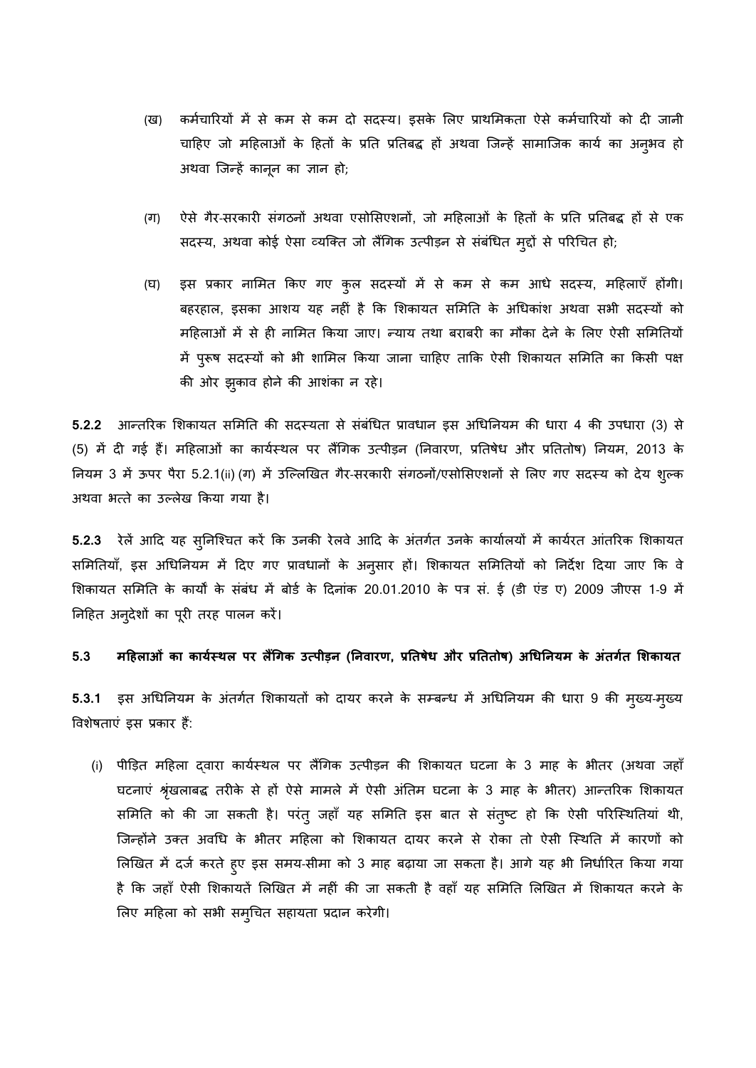(ख) कर्मचारियों में से कम से कम दो सदस्य। इसके लिए प्राथमिकता ऐसे कर्मचारियों को दी जानी चाहिए जो महिलाओं के हितों के प्रति प्रतिबद्ध हों अथवा जिन्हें सामाजिक कार्य का अनुभव हो अथवा जिन्हें कानून का ज्ञान हो;

(ग) ऐसे गैर-सरकारी संगठनों अथवा एसोसिएशनों, जो महिलाओं के हितों के प्रति प्रतिबद्ध हों से एक सदस्य, अथवा कोई ऐसा व्यक्ति जो लैंगिक उत्पीड़न से संबंधित मुद्दों से परिचित हो;

(घ) इस प्रकार नामित किए गए कुल सदस्यों में से कम से कम आधे सदस्य, महिलाएँ होंगी। बहरहाल, इसका आशय यह नहीं है कि शिकायत समिति के अधिकांश अथवा सभी सदस्यों को महिलाओं में से ही नामित किया जाए। न्याय तथा बराबरी का मौका देने के लिए ऐसी समितियों में पुरूष सदस्यों को भी शामिल किया जाना चाहिए ताकि ऐसी शिकायत समिति का किसी पक्ष की ओर झुकाव होने की आशंका न रहे।

**5.2.2** आन्तरिक शिकायत समिति की सदस्यता से संबंधित प्रावधान इस अधिनियम की धारा 4 की उपधारा (3) से (5) में दी गई हैं। महिलाओं का कार्यस्थल पर लैंगिक उत्पीड़न (निवारण, प्रतिषेध और प्रतितोष) नियम, 2013 के नियम 3 में ऊपर पैरा 5.2.1(ii) (ग) में उल्लिखित गैर-सरकारी संगठनों/एसोसिएशनों से लिए गए सदस्य को देय शुल्क अथवा भत्ते का उल्लेख किया गया है।

**5.2.3** रेलें आदि यह सुनिश्चित करें कि उनकी रेलवे आदि के अंतर्गत उनके कार्यालयों में कार्यरत आंतरिक शिकायत समितियाँ, इस अधिनियम में दिए गए प्रावधानों के अनुसार हों। शिकायत समितियों को निर्देश दिया जाए कि वे शिकायत समिति के कार्यों के संबंध में बोर्ड के दिनांक 20.01.2010 के पत्र सं. ई (डी एंड ए) 2009 जीएस 1-9 में निहित अनुदेशों का पूरी तरह पालन करें।

### 5.3 महिलाओं का कार्यस्थल पर लैंगिक उत्पीड़न (निवारण, प्रतिषेध और प्रतितोष) अधिनियम के अंतर्गत शिकायत

**5.3.1** इस अधिनियम के अंतर्गत शिकायतों को दायर करने के सम्बन्ध में अधिनियम की धारा 9 की मुख्य-मुख्य विशेषताएं इस प्रकार हैं:

(i) पीड़ित महिला द्वारा कार्यस्थल पर लैंगिक उत्पीड़न की शिकायत घटना के 3 माह के भीतर (अथवा जहाँ घटनाएं श्रृंखलाबद्ध तरीके से हों ऐसे मामले में ऐसी अंतिम घटना के 3 माह के भीतर) आन्तरिक शिकायत समिति को की जा सकती है। परंतु जहाँ यह समिति इस बात से संतुष्ट हो कि ऐसी परिस्थितियां थी, जिन्होंने उक्त अवधि के भीतर महिला को शिकायत दायर करने से रोका तो ऐसी स्थिति में कारणों को लिखित में दर्ज करते हुए इस समय-सीमा को 3 माह बढ़ाया जा सकता है। आगे यह भी निर्धारित किया गया है कि जहाँ ऐसी शिकायतें लिखित में नहीं की जा सकती है वहाँ यह समिति लिखित में शिकायत करने के लिए महिला को सभी समुचित सहायता प्रदान करेगी।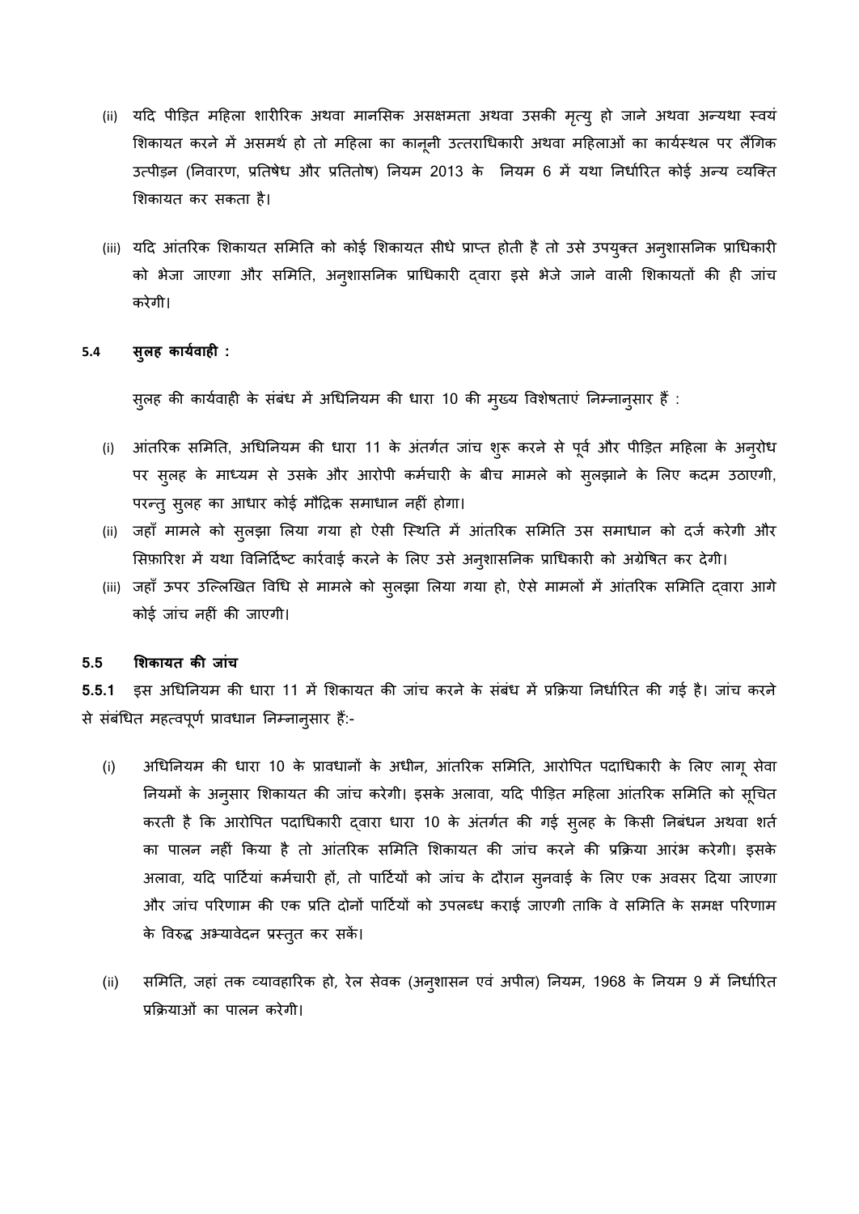(ii) यदि पीड़ित महिला शारीरिक अथवा मानसिक असक्षमता अथवा उसकी मृत्यु हो जाने अथवा अन्यथा स्वयं शिकायत करने में असमर्थ हो तो महिला का कानूनी उत्तराधिकारी अथवा महिलाओं का कार्यस्थल पर लैंगिक उत्पीड़न (निवारण, प्रतिषेध और प्रतितोष) नियम 2013 के नियम 6 में यथा निर्धारित कोई अन्य व्यक्ति शिकायत कर सकता है।

(iii) यदि आंतरिक शिकायत समिति को कोई शिकायत सीधे प्राप्त होती है तो उसे उपयुक्त अनुशासनिक प्राधिकारी को भेजा जाएगा और समिति, अनुशासनिक प्राधिकारी द्वारा इसे भेजे जाने वाली शिकायतों की ही जांच करेगी।

### 5.4 सुलह कार्यवाही :

सुलह की कार्यवाही के संबंध में अधिनियम की धारा 10 की मुख्य विशेषताएं निम्नानुसार हैं :

(i) आंतरिक समिति, अधिनियम की धारा 11 के अंतर्गत जांच शुरू करने से पूर्व और पीड़ित महिला के अनुरोध पर सुलह के माध्यम से उसके और आरोपी कर्मचारी के बीच मामले को सुलझाने के लिए कदम उठाएगी, परन्तु सुलह का आधार कोई मौद्रिक समाधान नहीं होगा।

(ii) जहाँ मामले को सुलझा लिया गया हो ऐसी स्थिति में आंतरिक समिति उस समाधान को दर्ज करेगी और सिफ़ारिश में यथा विनिर्दिष्ट कार्रवाई करने के लिए उसे अनुशासनिक प्राधिकारी को अग्रेषित कर देगी।

(iii) जहाँ ऊपर उल्लिखित विधि से मामले को सुलझा लिया गया हो, ऐसे मामलों में आंतरिक समिति द्वारा आगे कोई जांच नहीं की जाएगी।

### 5.5 शिकायत की जांच

**5.5.1** इस अधिनियम की धारा 11 में शिकायत की जांच करने के संबंध में प्रक्रिया निर्धारित की गई है। जांच करने से संबंधित महत्वपूर्ण प्रावधान निम्नानुसार हैं:-

(i) अधिनियम की धारा 10 के प्रावधानों के अधीन, आंतरिक समिति, आरोपित पदाधिकारी के लिए लागू सेवा नियमों के अनुसार शिकायत की जांच करेगी। इसके अलावा, यदि पीड़ित महिला आंतरिक समिति को सूचित करती है कि आरोपित पदाधिकारी द्वारा धारा 10 के अंतर्गत की गई सुलह के किसी निबंधन अथवा शर्त का पालन नहीं किया है तो आंतरिक समिति शिकायत की जांच करने की प्रक्रिया आरंभ करेगी। इसके अलावा, यदि पार्टियां कर्मचारी हों, तो पार्टियों को जांच के दौरान सुनवाई के लिए एक अवसर दिया जाएगा और जांच परिणाम की एक प्रति दोनों पार्टियों को उपलब्ध कराई जाएगी ताकि वे समिति के समक्ष परिणाम के विरुद्ध अभ्यावेदन प्रस्तुत कर सकें।

(ii) समिति, जहां तक व्यावहारिक हो, रेल सेवक (अनुशासन एवं अपील) नियम, 1968 के नियम 9 में निर्धारित प्रक्रियाओं का पालन करेगी।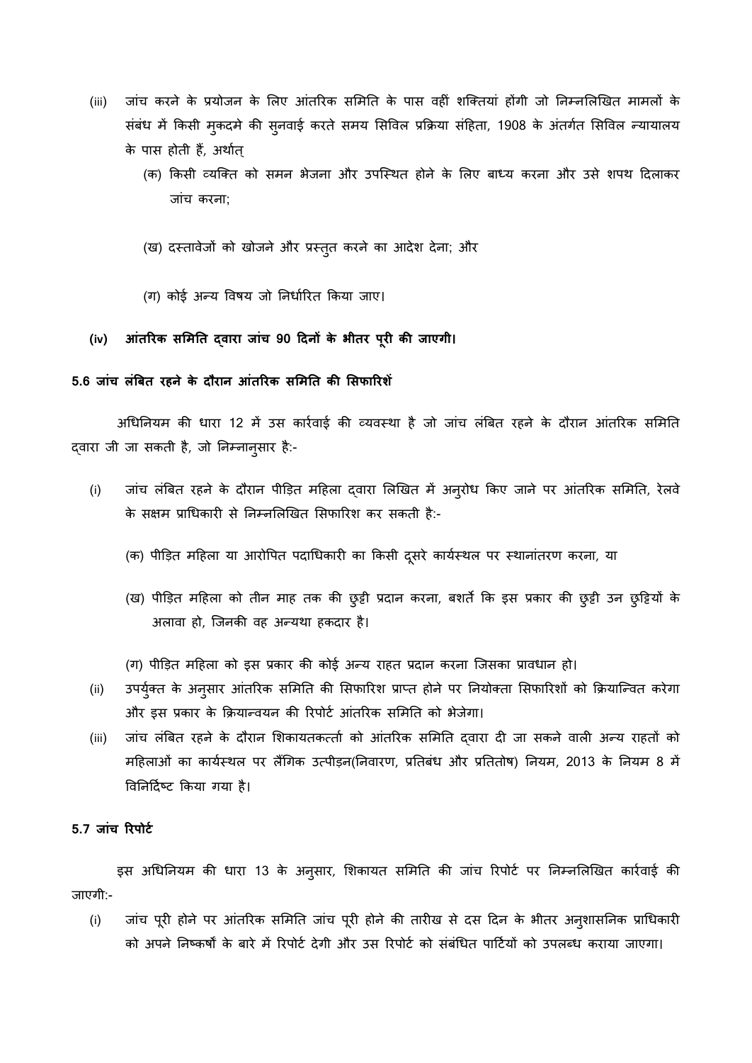(iii) जांच करने के प्रयोजन के लिए आंतरिक समिति के पास वहीं शक्तियां होंगी जो निम्नलिखित मामलों के संबंध में किसी मुकदमे की सुनवाई करते समय सिविल प्रक्रिया संहिता, 1908 के अंतर्गत सिविल न्यायालय के पास होती हैं, अर्थात्

(क) किसी व्यक्ति को समन भेजना और उपस्थित होने के लिए बाध्य करना और उसे शपथ दिलाकर जांच करना;

(ख) दस्तावेजों को खोजने और प्रस्तुत करने का आदेश देना; और

(ग) कोई अन्य विषय जो निर्धारित किया जाए।

**(iv) आंतरिक समिति द्वारा जांच 90 दिनों के भीतर पूरी की जाएगी।**

**5.6 जांच लंबित रहने के दौरान आंतरिक समिति की सिफारिशें**

अधिनियम की धारा 12 में उस कार्रवाई की व्यवस्था है जो जांच लंबित रहने के दौरान आंतरिक समिति द्वारा जी जा सकती है, जो निम्नानुसार है:-

(i) जांच लंबित रहने के दौरान पीड़ित महिला द्वारा लिखित में अनुरोध किए जाने पर आंतरिक समिति, रेलवे के सक्षम प्राधिकारी से निम्नलिखित सिफारिश कर सकती है:-

(क) पीड़ित महिला या आरोपित पदाधिकारी का किसी दूसरे कार्यस्थल पर स्थानांतरण करना, या

(ख) पीड़ित महिला को तीन माह तक की छुट्टी प्रदान करना, बशर्ते कि इस प्रकार की छुट्टी उन छुट्टियों के अलावा हो, जिनकी वह अन्यथा हकदार है।

(ग) पीड़ित महिला को इस प्रकार की कोई अन्य राहत प्रदान करना जिसका प्रावधान हो।

(ii) उपर्युक्त के अनुसार आंतरिक समिति की सिफारिश प्राप्त होने पर नियोक्ता सिफारिशों को क्रियान्वित करेगा और इस प्रकार के क्रियान्वयन की रिपोर्ट आंतरिक समिति को भेजेगा।

(iii) जांच लंबित रहने के दौरान शिकायतकर्त्ता को आंतरिक समिति द्वारा दी जा सकने वाली अन्य राहतों को महिलाओं का कार्यस्थल पर लैंगिक उत्पीड़न(निवारण, प्रतिबंध और प्रतितोष) नियम, 2013 के नियम 8 में विनिर्दिष्ट किया गया है।

**5.7 जांच रिपोर्ट**

इस अधिनियम की धारा 13 के अनुसार, शिकायत समिति की जांच रिपोर्ट पर निम्नलिखित कार्रवाई की जाएगी:-

(i) जांच पूरी होने पर आंतरिक समिति जांच पूरी होने की तारीख से दस दिन के भीतर अनुशासनिक प्राधिकारी को अपने निष्कर्षों के बारे में रिपोर्ट देगी और उस रिपोर्ट को संबंधित पार्टियों को उपलब्ध कराया जाएगा।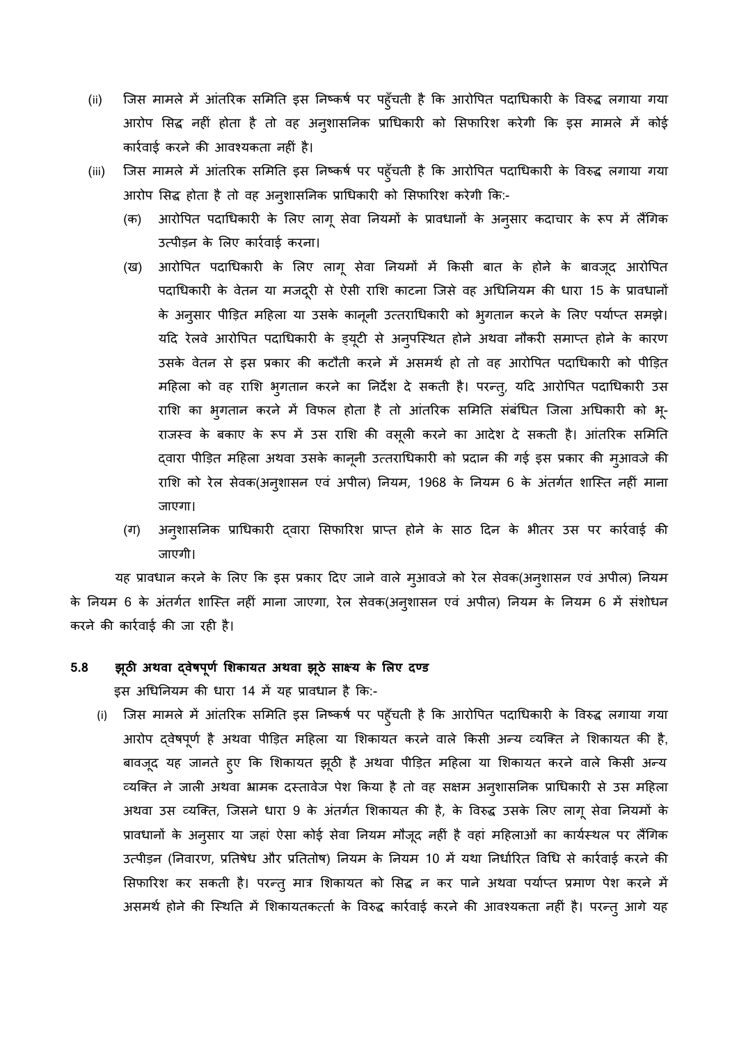(ii) जिस मामले में आंतरिक समिति इस निष्कर्ष पर पहुँचती है कि आरोपित पदाधिकारी के विरुद्ध लगाया गया आरोप सिद्ध नहीं होता है तो वह अनुशासनिक प्राधिकारी को सिफारिश करेगी कि इस मामले में कोई कार्रवाई करने की आवश्यकता नहीं है।

(iii) जिस मामले में आंतरिक समिति इस निष्कर्ष पर पहुँचती है कि आरोपित पदाधिकारी के विरुद्ध लगाया गया आरोप सिद्ध होता है तो वह अनुशासनिक प्राधिकारी को सिफारिश करेगी कि:-

(क) आरोपित पदाधिकारी के लिए लागू सेवा नियमों के प्रावधानों के अनुसार कदाचार के रूप में लैंगिक उत्पीड़न के लिए कार्रवाई करना।

(ख) आरोपित पदाधिकारी के लिए लागू सेवा नियमों में किसी बात के होने के बावजूद आरोपित पदाधिकारी के वेतन या मजदूरी से ऐसी राशि काटना जिसे वह अधिनियम की धारा 15 के प्रावधानों के अनुसार पीड़ित महिला या उसके कानूनी उत्तराधिकारी को भुगतान करने के लिए पर्याप्त समझे। यदि रेलवे आरोपित पदाधिकारी के ड्यूटी से अनुपस्थित होने अथवा नौकरी समाप्त होने के कारण उसके वेतन से इस प्रकार की कटौती करने में असमर्थ हो तो वह आरोपित पदाधिकारी को पीड़ित महिला को वह राशि भुगतान करने का निर्देश दे सकती है। परन्तु, यदि आरोपित पदाधिकारी उस राशि का भुगतान करने में विफल होता है तो आंतरिक समिति संबंधित जिला अधिकारी को भू-राजस्व के बकाए के रूप में उस राशि की वसूली करने का आदेश दे सकती है। आंतरिक समिति द्वारा पीड़ित महिला अथवा उसके कानूनी उत्तराधिकारी को प्रदान की गई इस प्रकार की मुआवजे की राशि को रेल सेवक(अनुशासन एवं अपील) नियम, 1968 के नियम 6 के अंतर्गत शास्ति नहीं माना जाएगा।

(ग) अनुशासनिक प्राधिकारी द्वारा सिफारिश प्राप्त होने के साठ दिन के भीतर उस पर कार्रवाई की जाएगी।

यह प्रावधान करने के लिए कि इस प्रकार दिए जाने वाले मुआवजे को रेल सेवक(अनुशासन एवं अपील) नियम के नियम 6 के अंतर्गत शास्ति नहीं माना जाएगा, रेल सेवक(अनुशासन एवं अपील) नियम के नियम 6 में संशोधन करने की कार्रवाई की जा रही है।

### 5.8 झूठी अथवा द्वेषपूर्ण शिकायत अथवा झूठे साक्ष्य के लिए दण्ड

इस अधिनियम की धारा 14 में यह प्रावधान है कि:-

(i) जिस मामले में आंतरिक समिति इस निष्कर्ष पर पहुँचती है कि आरोपित पदाधिकारी के विरुद्ध लगाया गया आरोप द्वेषपूर्ण है अथवा पीड़ित महिला या शिकायत करने वाले किसी अन्य व्यक्ति ने शिकायत की है, बावजूद यह जानते हुए कि शिकायत झूठी है अथवा पीड़ित महिला या शिकायत करने वाले किसी अन्य व्यक्ति ने जाली अथवा भ्रामक दस्तावेज पेश किया है तो वह सक्षम अनुशासनिक प्राधिकारी से उस महिला अथवा उस व्यक्ति, जिसने धारा 9 के अंतर्गत शिकायत की है, के विरुद्ध उसके लिए लागू सेवा नियमों के प्रावधानों के अनुसार या जहां ऐसा कोई सेवा नियम मौजूद नहीं है वहां महिलाओं का कार्यस्थल पर लैंगिक उत्पीड़न (निवारण, प्रतिषेध और प्रतितोष) नियम के नियम 10 में यथा निर्धारित विधि से कार्रवाई करने की सिफारिश कर सकती है। परन्तु मात्र शिकायत को सिद्ध न कर पाने अथवा पर्याप्त प्रमाण पेश करने में असमर्थ होने की स्थिति में शिकायतकर्त्ता के विरुद्ध कार्रवाई करने की आवश्यकता नहीं है। परन्तु आगे यह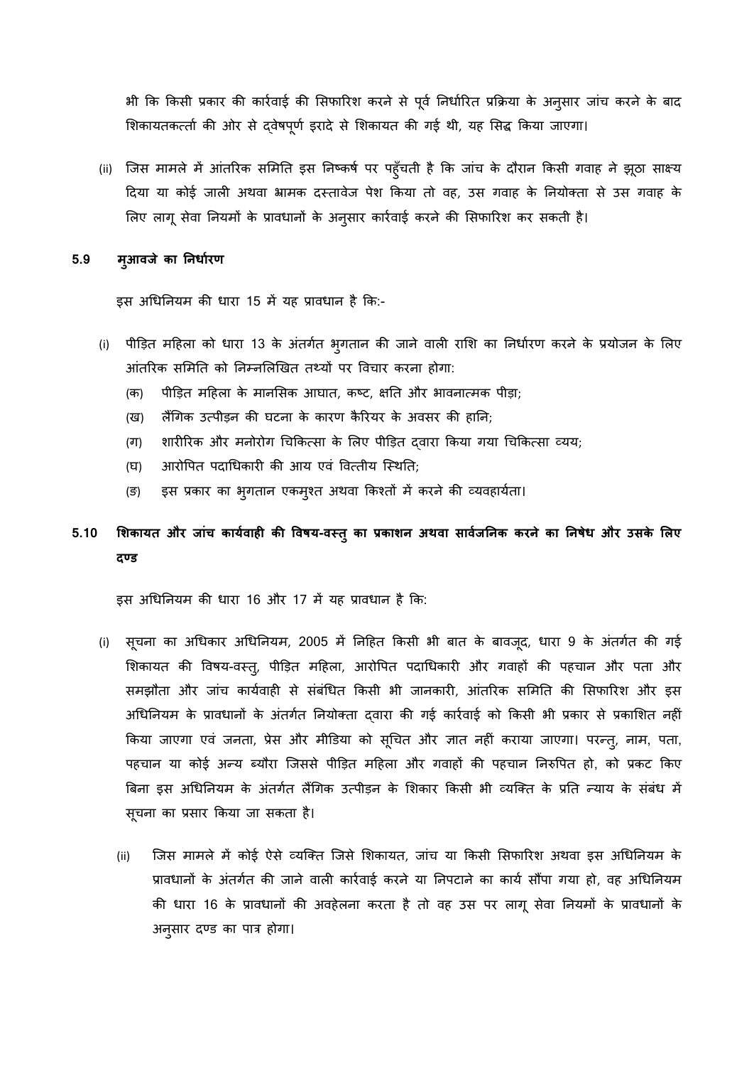भी कि किसी प्रकार की कार्रवाई की सिफारिश करने से पूर्व निर्धारित प्रक्रिया के अनुसार जांच करने के बाद शिकायतकर्त्ता की ओर से द्वेषपूर्ण इरादे से शिकायत की गई थी, यह सिद्ध किया जाएगा।

(ii) जिस मामले में आंतरिक समिति इस निष्कर्ष पर पहुँचती है कि जांच के दौरान किसी गवाह ने झूठा साक्ष्य दिया या कोई जाली अथवा भ्रामक दस्तावेज पेश किया तो वह, उस गवाह के नियोक्ता से उस गवाह के लिए लागू सेवा नियमों के प्रावधानों के अनुसार कार्रवाई करने की सिफारिश कर सकती है।

### 5.9 मुआवजे का निर्धारण

इस अधिनियम की धारा 15 में यह प्रावधान है कि:-

(i) पीड़ित महिला को धारा 13 के अंतर्गत भुगतान की जाने वाली राशि का निर्धारण करने के प्रयोजन के लिए आंतरिक समिति को निम्नलिखित तथ्यों पर विचार करना होगा:
   - (क) पीड़ित महिला के मानसिक आघात, कष्ट, क्षति और भावनात्मक पीड़ा;
   - (ख) लैंगिक उत्पीड़न की घटना के कारण कैरियर के अवसर की हानि;
   - (ग) शारीरिक और मनोरोग चिकित्सा के लिए पीड़ित द्वारा किया गया चिकित्सा व्यय;
   - (घ) आरोपित पदाधिकारी की आय एवं वित्तीय स्थिति;
   - (ङ) इस प्रकार का भुगतान एकमुश्त अथवा किश्तों में करने की व्यवहार्यता।

### 5.10 शिकायत और जांच कार्यवाही की विषय-वस्तु का प्रकाशन अथवा सार्वजनिक करने का निषेध और उसके लिए दण्ड

इस अधिनियम की धारा 16 और 17 में यह प्रावधान है कि:

(i) सूचना का अधिकार अधिनियम, 2005 में निहित किसी भी बात के बावजूद, धारा 9 के अंतर्गत की गई शिकायत की विषय-वस्तु, पीड़ित महिला, आरोपित पदाधिकारी और गवाहों की पहचान और पता और समझौता और जांच कार्यवाही से संबंधित किसी भी जानकारी, आंतरिक समिति की सिफारिश और इस अधिनियम के प्रावधानों के अंतर्गत नियोक्ता द्वारा की गई कार्रवाई को किसी भी प्रकार से प्रकाशित नहीं किया जाएगा एवं जनता, प्रेस और मीडिया को सूचित और ज्ञात नहीं कराया जाएगा। परन्तु, नाम, पता, पहचान या कोई अन्य ब्यौरा जिससे पीड़ित महिला और गवाहों की पहचान निरुपित हो, को प्रकट किए बिना इस अधिनियम के अंतर्गत लैंगिक उत्पीड़न के शिकार किसी भी व्यक्ति के प्रति न्याय के संबंध में सूचना का प्रसार किया जा सकता है।

(ii) जिस मामले में कोई ऐसे व्यक्ति जिसे शिकायत, जांच या किसी सिफारिश अथवा इस अधिनियम के प्रावधानों के अंतर्गत की जाने वाली कार्रवाई करने या निपटाने का कार्य सौंपा गया हो, वह अधिनियम की धारा 16 के प्रावधानों की अवहेलना करता है तो वह उस पर लागू सेवा नियमों के प्रावधानों के अनुसार दण्ड का पात्र होगा।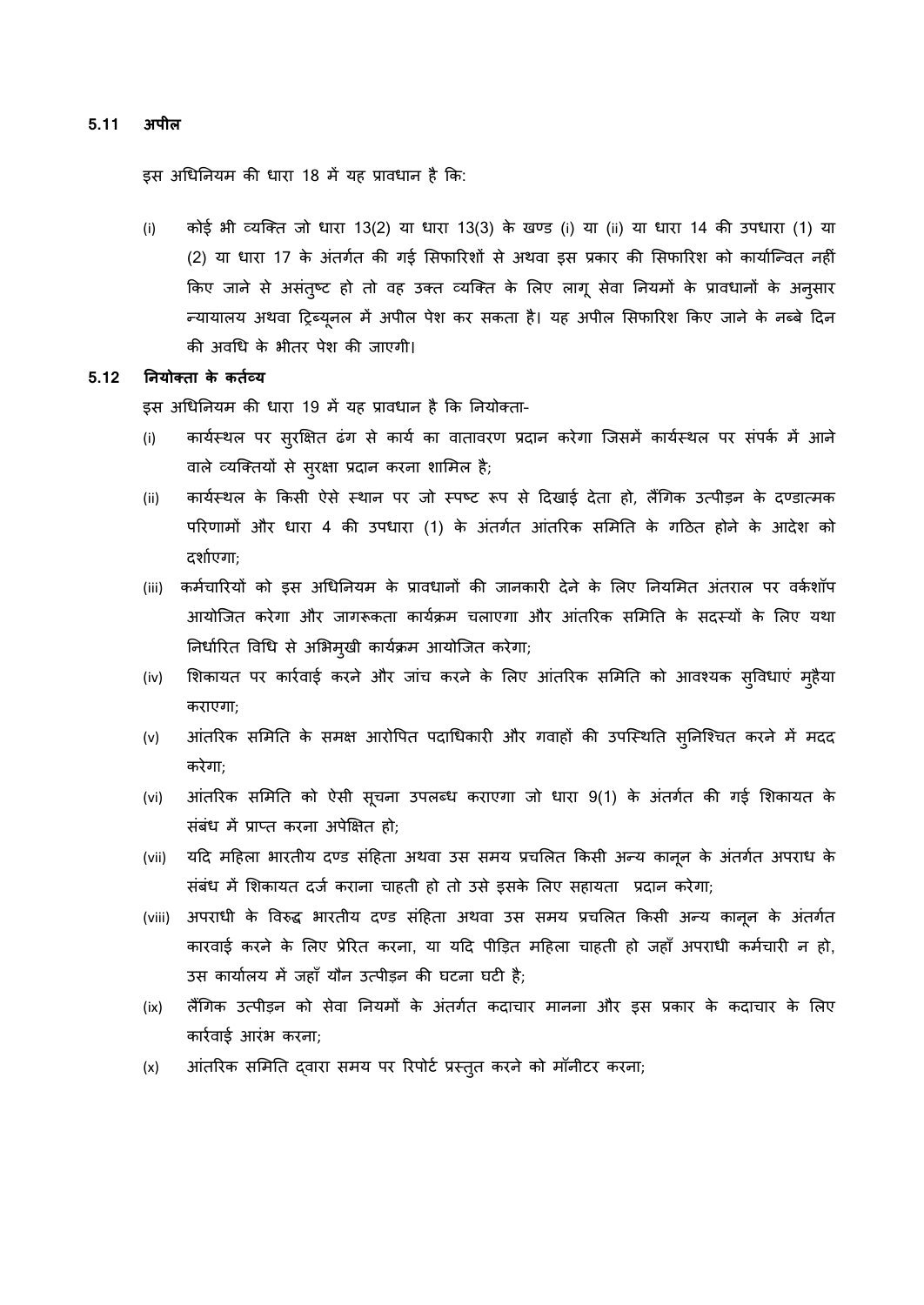## 5.11 अपील

इस अधिनियम की धारा 18 में यह प्रावधान है कि:

(i) कोई भी व्यक्ति जो धारा 13(2) या धारा 13(3) के खण्ड (i) या (ii) या धारा 14 की उपधारा (1) या (2) या धारा 17 के अंतर्गत की गई सिफारिशों से अथवा इस प्रकार की सिफारिश को कार्यान्वित नहीं किए जाने से असंतुष्ट हो तो वह उक्त व्यक्ति के लिए लागू सेवा नियमों के प्रावधानों के अनुसार न्यायालय अथवा ट्रिब्यूनल में अपील पेश कर सकता है। यह अपील सिफारिश किए जाने के नब्बे दिन की अवधि के भीतर पेश की जाएगी।

## 5.12 नियोक्ता के कर्तव्य

इस अधिनियम की धारा 19 में यह प्रावधान है कि नियोक्ता-

(i) कार्यस्थल पर सुरक्षित ढंग से कार्य का वातावरण प्रदान करेगा जिसमें कार्यस्थल पर संपर्क में आने वाले व्यक्तियों से सुरक्षा प्रदान करना शामिल है;

(ii) कार्यस्थल के किसी ऐसे स्थान पर जो स्पष्ट रूप से दिखाई देता हो, लैंगिक उत्पीड़न के दण्डात्मक परिणामों और धारा 4 की उपधारा (1) के अंतर्गत आंतरिक समिति के गठित होने के आदेश को दर्शाएगा;

(iii) कर्मचारियों को इस अधिनियम के प्रावधानों की जानकारी देने के लिए नियमित अंतराल पर वर्कशॉप आयोजित करेगा और जागरूकता कार्यक्रम चलाएगा और आंतरिक समिति के सदस्यों के लिए यथा निर्धारित विधि से अभिमुखी कार्यक्रम आयोजित करेगा;

(iv) शिकायत पर कार्रवाई करने और जांच करने के लिए आंतरिक समिति को आवश्यक सुविधाएं मुहैया कराएगा;

(v) आंतरिक समिति के समक्ष आरोपित पदाधिकारी और गवाहों की उपस्थिति सुनिश्चित करने में मदद करेगा;

(vi) आंतरिक समिति को ऐसी सूचना उपलब्ध कराएगा जो धारा 9(1) के अंतर्गत की गई शिकायत के संबंध में प्राप्त करना अपेक्षित हो;

(vii) यदि महिला भारतीय दण्ड संहिता अथवा उस समय प्रचलित किसी अन्य कानून के अंतर्गत अपराध के संबंध में शिकायत दर्ज कराना चाहती हो तो उसे इसके लिए सहायता प्रदान करेगा;

(viii) अपराधी के विरुद्ध भारतीय दण्ड संहिता अथवा उस समय प्रचलित किसी अन्य कानून के अंतर्गत कारवाई करने के लिए प्रेरित करना, या यदि पीड़ित महिला चाहती हो जहाँ अपराधी कर्मचारी न हो, उस कार्यालय में जहाँ यौन उत्पीड़न की घटना घटी है;

(ix) लैंगिक उत्पीड़न को सेवा नियमों के अंतर्गत कदाचार मानना और इस प्रकार के कदाचार के लिए कार्रवाई आरंभ करना;

(x) आंतरिक समिति द्वारा समय पर रिपोर्ट प्रस्तुत करने को मॉनीटर करना;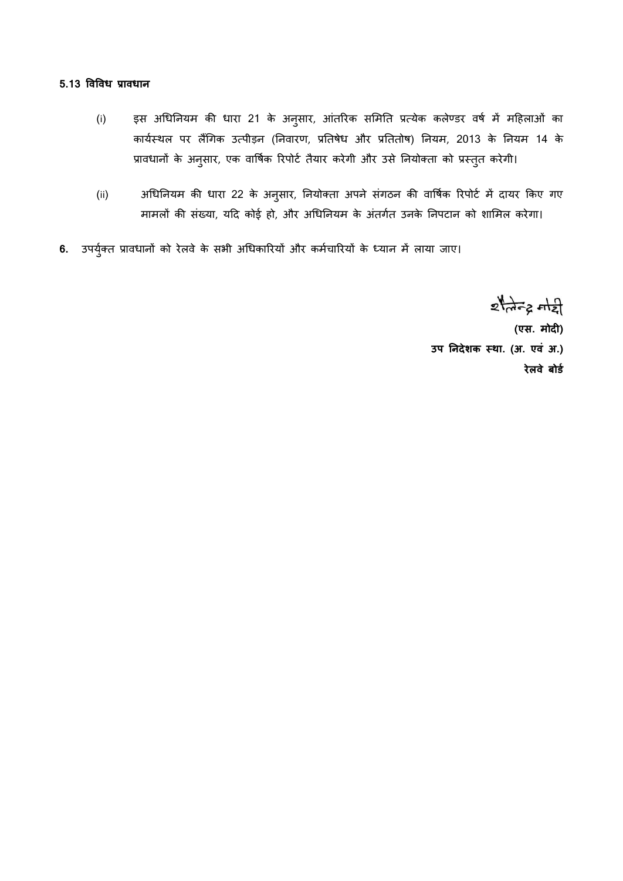**5.13 विविध प्रावधान**

(i) इस अधिनियम की धारा 21 के अनुसार, आंतरिक समिति प्रत्येक कलेण्डर वर्ष में महिलाओं का कार्यस्थल पर लैंगिक उत्पीड़न (निवारण, प्रतिषेध और प्रतितोष) नियम, 2013 के नियम 14 के प्रावधानों के अनुसार, एक वार्षिक रिपोर्ट तैयार करेगी और उसे नियोक्ता को प्रस्तुत करेगी।

(ii) अधिनियम की धारा 22 के अनुसार, नियोक्ता अपने संगठन की वार्षिक रिपोर्ट में दायर किए गए मामलों की संख्या, यदि कोई हो, और अधिनियम के अंतर्गत उनके निपटान को शामिल करेगा।

**6.** उपर्युक्त प्रावधानों को रेलवे के सभी अधिकारियों और कर्मचारियों के ध्यान में लाया जाए।

शैलेन्द्र मोदी

**(एस. मोदी)**
**उप निदेशक स्था. (अ. एवं अ.)**
**रेलवे बोर्ड**